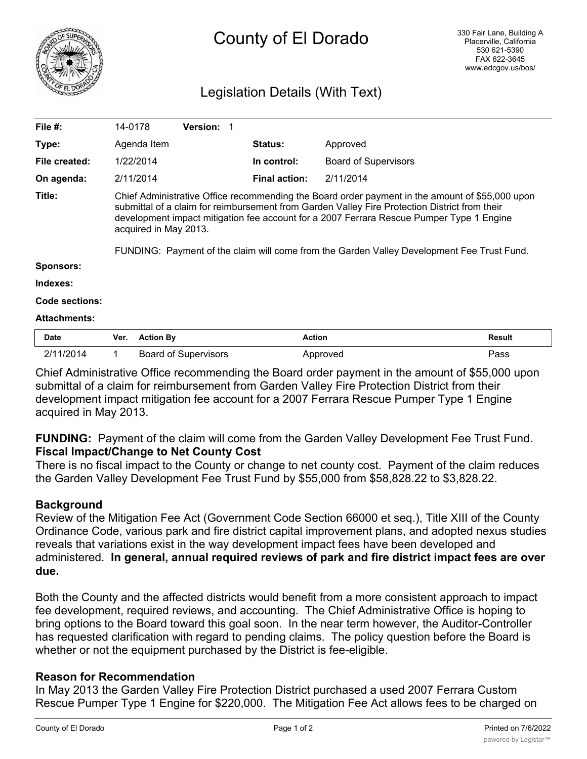# County of El Dorado

330 Fair Lane, Building A
Placerville, California
530 621-5390
FAX 622-3645
www.edcgov.us/bos/

## Legislation Details (With Text)

| | | | |
|---|---|---|---|
| **File #:** | 14-0178 **Version:** 1 | | |
| **Type:** | Agenda Item | **Status:** | Approved |
| **File created:** | 1/22/2014 | **In control:** | Board of Supervisors |
| **On agenda:** | 2/11/2014 | **Final action:** | 2/11/2014 |

**Title:** Chief Administrative Office recommending the Board order payment in the amount of $55,000 upon submittal of a claim for reimbursement from Garden Valley Fire Protection District from their development impact mitigation fee account for a 2007 Ferrara Rescue Pumper Type 1 Engine acquired in May 2013.

FUNDING: Payment of the claim will come from the Garden Valley Development Fee Trust Fund.

**Sponsors:**

**Indexes:**

**Code sections:**

**Attachments:**

| Date | Ver. | Action By | Action | Result |
|---|---|---|---|---|
| 2/11/2014 | 1 | Board of Supervisors | Approved | Pass |

Chief Administrative Office recommending the Board order payment in the amount of $55,000 upon submittal of a claim for reimbursement from Garden Valley Fire Protection District from their development impact mitigation fee account for a 2007 Ferrara Rescue Pumper Type 1 Engine acquired in May 2013.

**FUNDING:** Payment of the claim will come from the Garden Valley Development Fee Trust Fund.

**Fiscal Impact/Change to Net County Cost**

There is no fiscal impact to the County or change to net county cost. Payment of the claim reduces the Garden Valley Development Fee Trust Fund by $55,000 from $58,828.22 to $3,828.22.

### Background

Review of the Mitigation Fee Act (Government Code Section 66000 et seq.), Title XIII of the County Ordinance Code, various park and fire district capital improvement plans, and adopted nexus studies reveals that variations exist in the way development impact fees have been developed and administered. **In general, annual required reviews of park and fire district impact fees are over due.**

Both the County and the affected districts would benefit from a more consistent approach to impact fee development, required reviews, and accounting. The Chief Administrative Office is hoping to bring options to the Board toward this goal soon. In the near term however, the Auditor-Controller has requested clarification with regard to pending claims. The policy question before the Board is whether or not the equipment purchased by the District is fee-eligible.

### Reason for Recommendation

In May 2013 the Garden Valley Fire Protection District purchased a used 2007 Ferrara Custom Rescue Pumper Type 1 Engine for $220,000. The Mitigation Fee Act allows fees to be charged on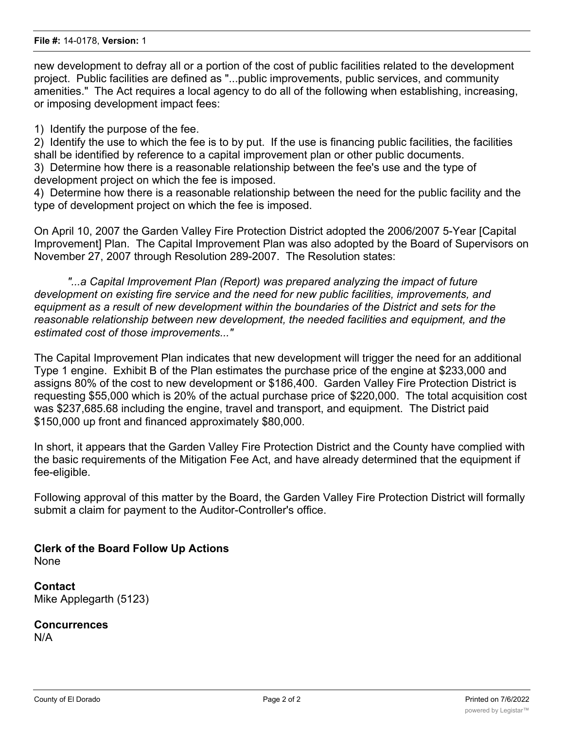new development to defray all or a portion of the cost of public facilities related to the development project. Public facilities are defined as "...public improvements, public services, and community amenities." The Act requires a local agency to do all of the following when establishing, increasing, or imposing development impact fees:

1) Identify the purpose of the fee.
2) Identify the use to which the fee is to by put. If the use is financing public facilities, the facilities shall be identified by reference to a capital improvement plan or other public documents.
3) Determine how there is a reasonable relationship between the fee's use and the type of development project on which the fee is imposed.
4) Determine how there is a reasonable relationship between the need for the public facility and the type of development project on which the fee is imposed.

On April 10, 2007 the Garden Valley Fire Protection District adopted the 2006/2007 5-Year [Capital Improvement] Plan. The Capital Improvement Plan was also adopted by the Board of Supervisors on November 27, 2007 through Resolution 289-2007. The Resolution states:

> *"...a Capital Improvement Plan (Report) was prepared analyzing the impact of future development on existing fire service and the need for new public facilities, improvements, and equipment as a result of new development within the boundaries of the District and sets for the reasonable relationship between new development, the needed facilities and equipment, and the estimated cost of those improvements..."*

The Capital Improvement Plan indicates that new development will trigger the need for an additional Type 1 engine. Exhibit B of the Plan estimates the purchase price of the engine at $233,000 and assigns 80% of the cost to new development or $186,400. Garden Valley Fire Protection District is requesting $55,000 which is 20% of the actual purchase price of $220,000. The total acquisition cost was $237,685.68 including the engine, travel and transport, and equipment. The District paid $150,000 up front and financed approximately $80,000.

In short, it appears that the Garden Valley Fire Protection District and the County have complied with the basic requirements of the Mitigation Fee Act, and have already determined that the equipment if fee-eligible.

Following approval of this matter by the Board, the Garden Valley Fire Protection District will formally submit a claim for payment to the Auditor-Controller's office.

**Clerk of the Board Follow Up Actions**
None

**Contact**
Mike Applegarth (5123)

**Concurrences**
N/A